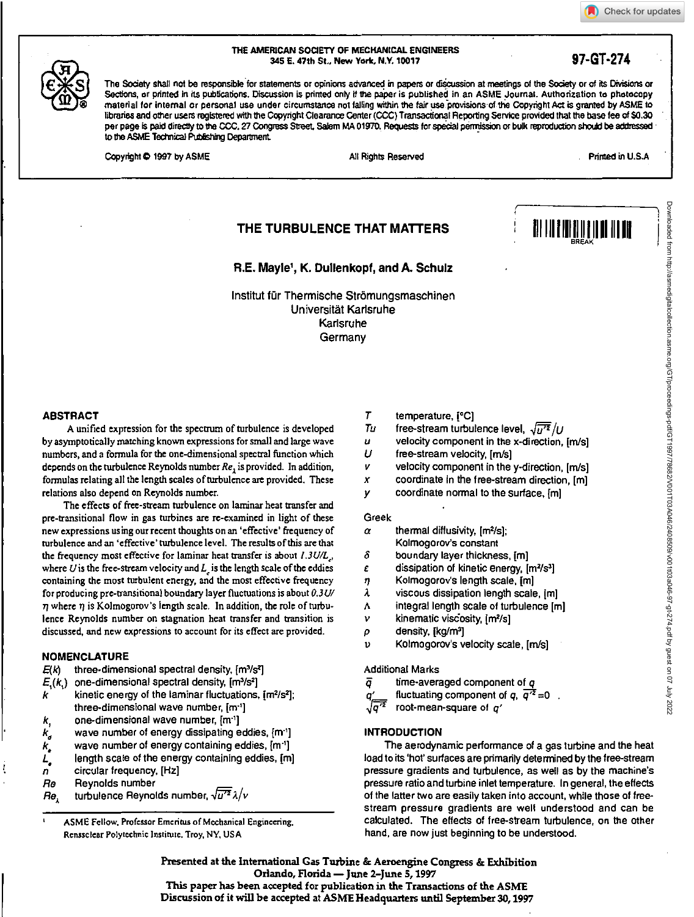THE AMERICAN SOCIETY OF MECHANICAL ENGINEERS
345 E. 47th St., New York, N.Y. 10017

97-GT-274

The Society shall not be responsible for statements or opinions advanced in papers or discussion at meetings of the Society or of its Divisions or Sections, or printed in its publications. Discussion is printed only if the paper is published in an ASME Journal. Authorization to photocopy material for internal or personal use under circumstance not falling within the fair use provisions of the Copyright Act is granted by ASME to libraries and other users registered with the Copyright Clearance Center (CCC) Transactional Reporting Service provided that the base fee of $0.30 per page is paid directly to the CCC, 27 Congress Street, Salem MA 01970. Requests for special permission or bulk reproduction should be addressed to the ASME Technical Publishing Department.

Copyright © 1997 by ASME | All Rights Reserved | Printed in U.S.A

# THE TURBULENCE THAT MATTERS

**R.E. Mayle[1], K. Dullenkopf, and A. Schulz**

Institut für Thermische Strömungsmaschinen
Universität Karlsruhe
Karlsruhe
Germany

## ABSTRACT

A unified expression for the spectrum of turbulence is developed by asymptotically matching known expressions for small and large wave numbers, and a formula for the one-dimensional spectral function which depends on the turbulence Reynolds number $Re_\lambda$ is provided. In addition, formulas relating all the length scales of turbulence are provided. These relations also depend on Reynolds number.

The effects of free-stream turbulence on laminar heat transfer and pre-transitional flow in gas turbines are re-examined in light of these new expressions using our recent thoughts on an 'effective' frequency of turbulence and an 'effective' turbulence level. The results of this are that the frequency most effective for laminar heat transfer is about $1.3U/L_e$, where $U$ is the free-stream velocity and $L_e$ is the length scale of the eddies containing the most turbulent energy, and the most effective frequency for producing pre-transitional boundary layer fluctuations is about $0.3U/\eta$ where $\eta$ is Kolmogorov's length scale. In addition, the role of turbulence Reynolds number on stagnation heat transfer and transition is discussed, and new expressions to account for its effect are provided.

## NOMENCLATURE

- $E(k)$ three-dimensional spectral density, [m³/s²]
- $E_1(k_1)$ one-dimensional spectral density, [m³/s²]
- $k$ kinetic energy of the laminar fluctuations, [m²/s²]; three-dimensional wave number, [m⁻¹]
- $k_1$ one-dimensional wave number, [m⁻¹]
- $k_d$ wave number of energy dissipating eddies, [m⁻¹]
- $k_e$ wave number of energy containing eddies, [m⁻¹]
- $L_e$ length scale of the energy containing eddies, [m]
- $n$ circular frequency, [Hz]
- $Re$ Reynolds number
- $Re_\lambda$ turbulence Reynolds number, $\sqrt{\overline{u'^2}}\lambda/\nu$
- $T$ temperature, [°C]
- $Tu$ free-stream turbulence level, $\sqrt{\overline{u'^2}}/U$
- $u$ velocity component in the x-direction, [m/s]
- $U$ free-stream velocity, [m/s]
- $v$ velocity component in the y-direction, [m/s]
- $x$ coordinate in the free-stream direction, [m]
- $y$ coordinate normal to the surface, [m]

Greek

- $\alpha$ thermal diffusivity, [m²/s]; Kolmogorov's constant
- $\delta$ boundary layer thickness, [m]
- $\varepsilon$ dissipation of kinetic energy, [m²/s³]
- $\eta$ Kolmogorov's length scale, [m]
- $\lambda$ viscous dissipation length scale, [m]
- $\Lambda$ integral length scale of turbulence [m]
- $\nu$ kinematic viscosity, [m²/s]
- $\rho$ density, [kg/m³]
- $\upsilon$ Kolmogorov's velocity scale, [m/s]

Additional Marks

- $\overline{q}$ time-averaged component of $q$
- $q'$ fluctuating component of $q$, $\overline{q'^2} = 0$
- $\sqrt{\overline{q'^2}}$ root-mean-square of $q'$

[1] ASME Fellow, Professor Emeritus of Mechanical Engineering, Rensselear Polytechnic Institute, Troy, NY, USA

## INTRODUCTION

The aerodynamic performance of a gas turbine and the heat load to its 'hot' surfaces are primarily determined by the free-stream pressure gradients and turbulence, as well as by the machine's pressure ratio and turbine inlet temperature. In general, the effects of the latter two are easily taken into account, while those of free-stream pressure gradients are well understood and can be calculated. The effects of free-stream turbulence, on the other hand, are now just beginning to be understood.

Presented at the International Gas Turbine & Aeroengine Congress & Exhibition
Orlando, Florida — June 2–June 5, 1997
This paper has been accepted for publication in the Transactions of the ASME
Discussion of it will be accepted at ASME Headquarters until September 30, 1997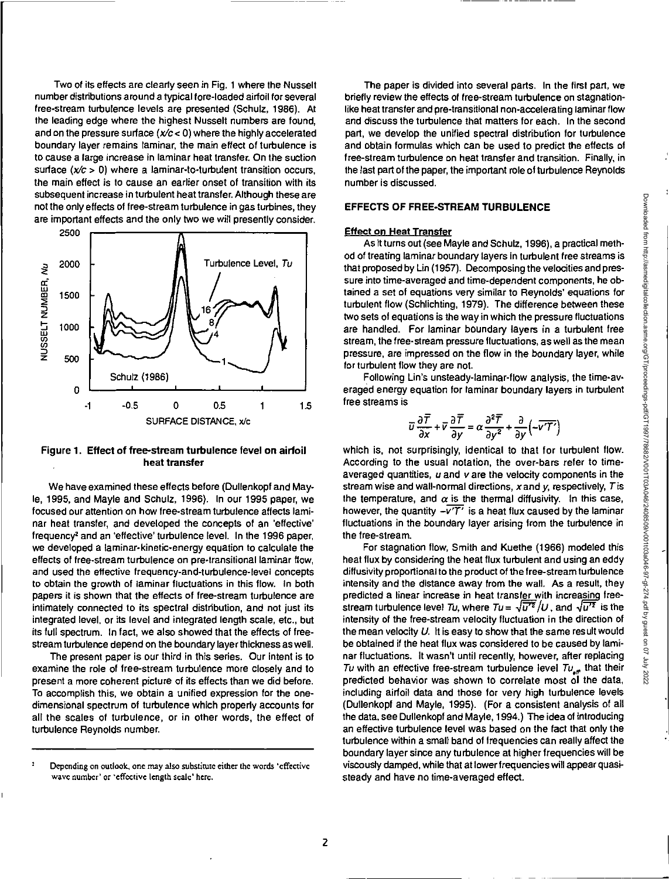Two of its effects are clearly seen in Fig. 1 where the Nusselt number distributions around a typical fore-loaded airfoil for several free-stream turbulence levels are presented (Schulz, 1986). At the leading edge where the highest Nusselt numbers are found, and on the pressure surface ($x/c < 0$) where the highly accelerated boundary layer remains laminar, the main effect of turbulence is to cause a large increase in laminar heat transfer. On the suction surface ($x/c > 0$) where a laminar-to-turbulent transition occurs, the main effect is to cause an earlier onset of transition with its subsequent increase in turbulent heat transfer. Although these are not the only effects of free-stream turbulence in gas turbines, they are important effects and the only two we will presently consider.

**Figure 1. Effect of free-stream turbulence level on airfoil heat transfer**

We have examined these effects before (Dullenkopf and Mayle, 1995, and Mayle and Schulz, 1996). In our 1995 paper, we focused our attention on how free-stream turbulence affects laminar heat transfer, and developed the concepts of an 'effective' frequency[2] and an 'effective' turbulence level. In the 1996 paper, we developed a laminar-kinetic-energy equation to calculate the effects of free-stream turbulence on pre-transitional laminar flow, and used the effective frequency-and-turbulence-level concepts to obtain the growth of laminar fluctuations in this flow. In both papers it is shown that the effects of free-stream turbulence are intimately connected to its spectral distribution, and not just its integrated level, or its level and integrated length scale, etc., but its full spectrum. In fact, we also showed that the effects of free-stream turbulence depend on the boundary layer thickness as well.

The present paper is our third in this series. Our intent is to examine the role of free-stream turbulence more closely and to present a more coherent picture of its effects than we did before. To accomplish this, we obtain a unified expression for the one-dimensional spectrum of turbulence which properly accounts for all the scales of turbulence, or in other words, the effect of turbulence Reynolds number.

[2] Depending on outlook, one may also substitute either the words 'effective wave number' or 'effective length scale' here.

The paper is divided into several parts. In the first part, we briefly review the effects of free-stream turbulence on stagnation-like heat transfer and pre-transitional non-accelerating laminar flow and discuss the turbulence that matters for each. In the second part, we develop the unified spectral distribution for turbulence and obtain formulas which can be used to predict the effects of free-stream turbulence on heat transfer and transition. Finally, in the last part of the paper, the important role of turbulence Reynolds number is discussed.

## EFFECTS OF FREE-STREAM TURBULENCE

### Effect on Heat Transfer

As it turns out (see Mayle and Schulz, 1996), a practical method of treating laminar boundary layers in turbulent free streams is that proposed by Lin (1957). Decomposing the velocities and pressure into time-averaged and time-dependent components, he obtained a set of equations very similar to Reynolds' equations for turbulent flow (Schlichting, 1979). The difference between these two sets of equations is the way in which the pressure fluctuations are handled. For laminar boundary layers in a turbulent free stream, the free-stream pressure fluctuations, as well as the mean pressure, are impressed on the flow in the boundary layer, while for turbulent flow they are not.

Following Lin's unsteady-laminar-flow analysis, the time-averaged energy equation for laminar boundary layers in turbulent free streams is

$$\bar{u}\frac{\partial \bar{T}}{\partial x} + \bar{v}\frac{\partial \bar{T}}{\partial y} = \alpha \frac{\partial^2 \bar{T}}{\partial y^2} + \frac{\partial}{\partial y}\left(-\overline{v'T'}\right)$$

which is, not surprisingly, identical to that for turbulent flow. According to the usual notation, the over-bars refer to time-averaged quantities, $u$ and $v$ are the velocity components in the stream wise and wall-normal directions, $x$ and $y$, respectively, $T$ is the temperature, and $\alpha$ is the thermal diffusivity. In this case, however, the quantity $-\overline{v'T'}$ is a heat flux caused by the laminar fluctuations in the boundary layer arising from the turbulence in the free-stream.

For stagnation flow, Smith and Kuethe (1966) modeled this heat flux by considering the heat flux turbulent and using an eddy diffusivity proportional to the product of the free-stream turbulence intensity and the distance away from the wall. As a result, they predicted a linear increase in heat transfer with increasing free-stream turbulence level $Tu$, where $Tu = \sqrt{\overline{u'^2}}/U$, and $\sqrt{\overline{u'^2}}$ is the intensity of the free-stream velocity fluctuation in the direction of the mean velocity $U$. It is easy to show that the same result would be obtained if the heat flux was considered to be caused by laminar fluctuations. It wasn't until recently, however, after replacing $Tu$ with an effective free-stream turbulence level $Tu_{eff}$ that their predicted behavior was shown to correlate most of the data, including airfoil data and those for very high turbulence levels (Dullenkopf and Mayle, 1995). (For a consistent analysis of all the data, see Dullenkopf and Mayle, 1994.) The idea of introducing an effective turbulence level was based on the fact that only the turbulence within a small band of frequencies can really affect the boundary layer since any turbulence at higher frequencies will be viscously damped, while that at lower frequencies will appear quasi-steady and have no time-averaged effect.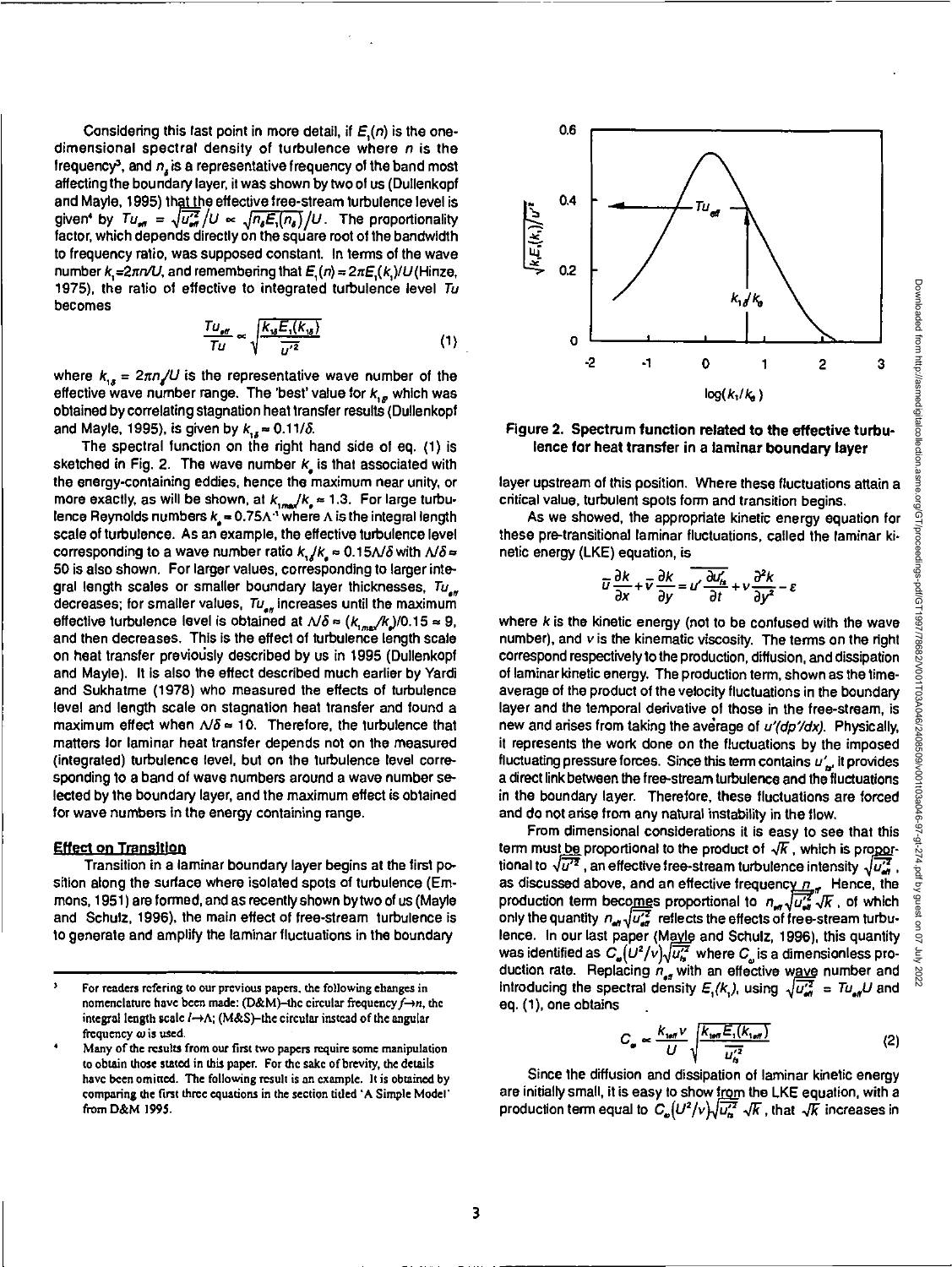Considering this last point in more detail, if $E_1(n)$ is the one-dimensional spectral density of turbulence where $n$ is the frequency[3], and $n_s$ is a representative frequency of the band most affecting the boundary layer, it was shown by two of us (Dullenkopf and Mayle, 1995) that the effective free-stream turbulence level is given[4] by $Tu_{eff} = \sqrt{\overline{u_{eff}'^2}}/U \propto \sqrt{n_s E_1(n_s)}/U$. The proportionality factor, which depends directly on the square root of the bandwidth to frequency ratio, was supposed constant. In terms of the wave number $k_1 = 2\pi n/U$, and remembering that $E_1(n) = 2\pi E_1(k_1)/U$ (Hinze, 1975), the ratio of effective to integrated turbulence level $Tu$ becomes

$$\frac{Tu_{eff}}{Tu} \propto \sqrt{\frac{k_{1s}E_1(k_{1s})}{\overline{u'^2}}} \tag{1}$$

where $k_{1s} = 2\pi n_s/U$ is the representative wave number of the effective wave number range. The 'best' value for $k_{1s}$, which was obtained by correlating stagnation heat transfer results (Dullenkopf and Mayle, 1995), is given by $k_{1s} \approx 0.11/\delta$.

The spectral function on the right hand side of eq. (1) is sketched in Fig. 2. The wave number $k_e$ is that associated with the energy-containing eddies, hence the maximum near unity, or more exactly, as will be shown, at $k_{1max}/k_e \approx 1.3$. For large turbulence Reynolds numbers $k_e = 0.75\Lambda^{-1}$ where $\Lambda$ is the integral length scale of turbulence. As an example, the effective turbulence level corresponding to a wave number ratio $k_{1s}/k_e \approx 0.15\Lambda/\delta$ with $\Lambda/\delta \approx 50$ is also shown. For larger values, corresponding to larger integral length scales or smaller boundary layer thicknesses, $Tu_{eff}$ decreases; for smaller values, $Tu_{eff}$ increases until the maximum effective turbulence level is obtained at $\Lambda/\delta \approx (k_{1max}/k_e)/0.15 \approx 9$, and then decreases. This is the effect of turbulence length scale on heat transfer previously described by us in 1995 (Dullenkopf and Mayle). It is also the effect described much earlier by Yardi and Sukhatme (1978) who measured the effects of turbulence level and length scale on stagnation heat transfer and found a maximum effect when $\Lambda/\delta \approx 10$. Therefore, the turbulence that matters for laminar heat transfer depends not on the measured (integrated) turbulence level, but on the turbulence level corresponding to a band of wave numbers around a wave number selected by the boundary layer, and the maximum effect is obtained for wave numbers in the energy containing range.

**Figure 2. Spectrum function related to the effective turbulence for heat transfer in a laminar boundary layer**

## Effect on Transition

Transition in a laminar boundary layer begins at the first position along the surface where isolated spots of turbulence (Emmons, 1951) are formed, and as recently shown by two of us (Mayle and Schulz, 1996), the main effect of free-stream turbulence is to generate and amplify the laminar fluctuations in the boundary layer upstream of this position. Where these fluctuations attain a critical value, turbulent spots form and transition begins.

As we showed, the appropriate kinetic energy equation for these pre-transitional laminar fluctuations, called the laminar kinetic energy (LKE) equation, is

$$\bar{u}\frac{\partial k}{\partial x} + \bar{v}\frac{\partial k}{\partial y} = \overline{u'\frac{\partial u_{fs}'}{\partial t}} + \nu\frac{\partial^2 k}{\partial y^2} - \varepsilon$$

where $k$ is the kinetic energy (not to be confused with the wave number), and $\nu$ is the kinematic viscosity. The terms on the right correspond respectively to the production, diffusion, and dissipation of laminar kinetic energy. The production term, shown as the time-average of the product of the velocity fluctuations in the boundary layer and the temporal derivative of those in the free-stream, is new and arises from taking the average of $u'(dp'/dx)$. Physically, it represents the work done on the fluctuations by the imposed fluctuating pressure forces. Since this term contains $u_{fs}'$, it provides a direct link between the free-stream turbulence and the fluctuations in the boundary layer. Therefore, these fluctuations are forced and do not arise from any natural instability in the flow.

From dimensional considerations it is easy to see that this term must be proportional to the product of $\sqrt{k}$, which is proportional to $\sqrt{\overline{u'^2}}$, an effective free-stream turbulence intensity $\sqrt{\overline{u_{eff}'^2}}$, as discussed above, and an effective frequency $n_{eff}$. Hence, the production term becomes proportional to $n_{eff}\sqrt{\overline{u_{eff}'^2}}\sqrt{k}$, of which only the quantity $n_{eff}\sqrt{\overline{u_{eff}'^2}}$ reflects the effects of free-stream turbulence. In our last paper (Mayle and Schulz, 1996), this quantity was identified as $C_\omega(U^2/\nu)\sqrt{\overline{u_{fs}'^2}}$ where $C_\omega$ is a dimensionless production rate. Replacing $n_{eff}$ with an effective wave number and introducing the spectral density $E_1(k_1)$, using $\sqrt{\overline{u_{eff}'^2}} = Tu_{eff}U$ and eq. (1), one obtains

$$C_\omega \propto \frac{k_{1eff}\nu}{U}\sqrt{\frac{k_{1eff}E_1(k_{1eff})}{\overline{u_{fs}'^2}}} \tag{2}$$

Since the diffusion and dissipation of laminar kinetic energy are initially small, it is easy to show from the LKE equation, with a production term equal to $C_\omega(U^2/\nu)\sqrt{\overline{u_{fs}'^2}}\sqrt{k}$, that $\sqrt{k}$ increases in

---

[3] For readers refering to our previous papers, the following changes in nomenclature have been made: (D&M)–the circular frequency $f \rightarrow n$, the integral length scale $l \rightarrow \Lambda$; (M&S)–the circular instead of the angular frequency $\omega$ is used.

[4] Many of the results from our first two papers require some manipulation to obtain those stated in this paper. For the sake of brevity, the details have been omitted. The following result is an example. It is obtained by comparing the first three equations in the section titled 'A Simple Model' from D&M 1995.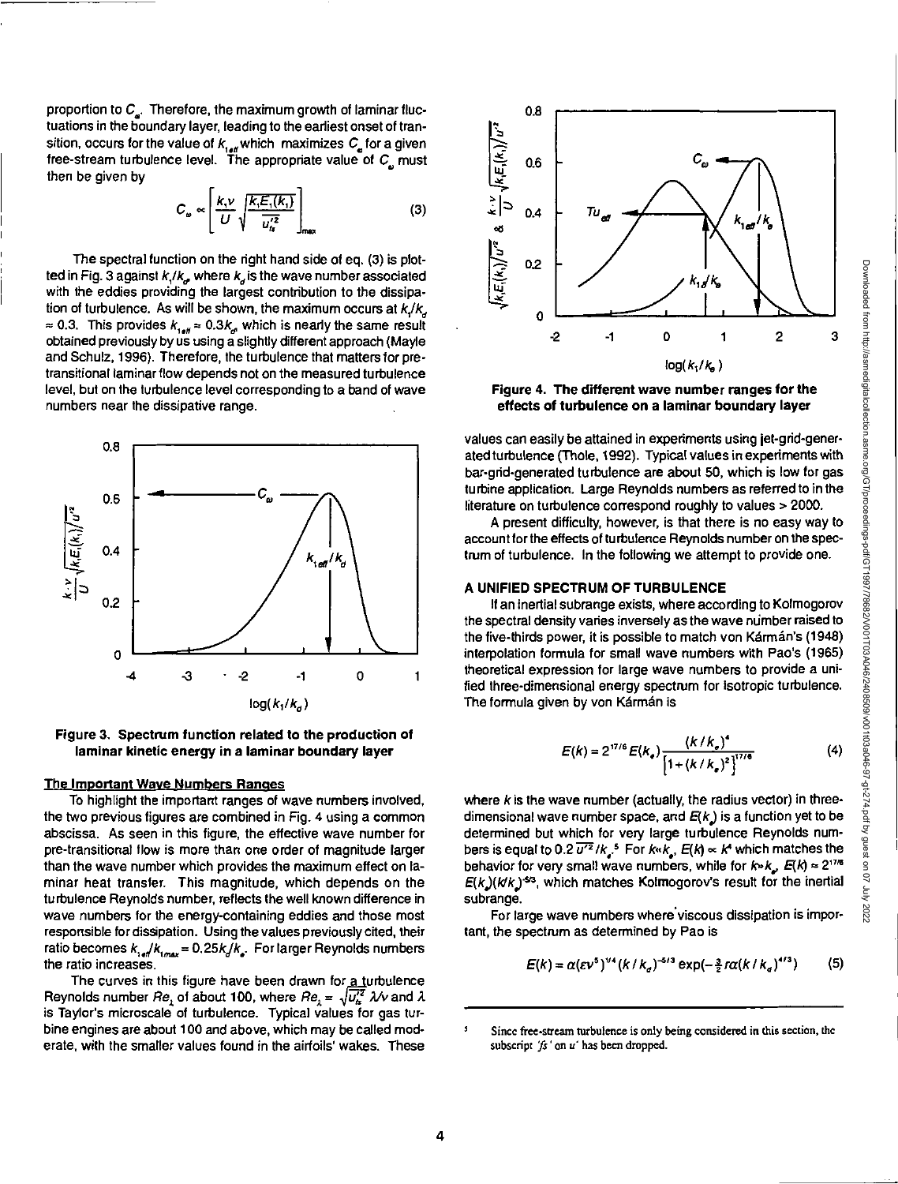proportion to $C_\omega$. Therefore, the maximum growth of laminar fluctuations in the boundary layer, leading to the earliest onset of transition, occurs for the value of $k_{1eff}$ which maximizes $C_\omega$ for a given free-stream turbulence level. The appropriate value of $C_\omega$ must then be given by

$$C_\omega \propto \left[ \frac{k_1 \nu}{U} \sqrt{\frac{k_1 E_1(k_1)}{\overline{u_{fs}'^2}}} \right]_{max} \tag{3}$$

The spectral function on the right hand side of eq. (3) is plotted in Fig. 3 against $k_1/k_d$, where $k_d$ is the wave number associated with the eddies providing the largest contribution to the dissipation of turbulence. As will be shown, the maximum occurs at $k_1/k_d \approx 0.3$. This provides $k_{1eff} \approx 0.3 k_d$, which is nearly the same result obtained previously by us using a slightly different approach (Mayle and Schulz, 1996). Therefore, the turbulence that matters for pre-transitional laminar flow depends not on the measured turbulence level, but on the turbulence level corresponding to a band of wave numbers near the dissipative range.

**Figure 3. Spectrum function related to the production of laminar kinetic energy in a laminar boundary layer**

### The Important Wave Numbers Ranges

To highlight the important ranges of wave numbers involved, the two previous figures are combined in Fig. 4 using a common abscissa. As seen in this figure, the effective wave number for pre-transitional flow is more than one order of magnitude larger than the wave number which provides the maximum effect on laminar heat transfer. This magnitude, which depends on the turbulence Reynolds number, reflects the well known difference in wave numbers for the energy-containing eddies and those most responsible for dissipation. Using the values previously cited, their ratio becomes $k_{1eff}/k_{1max} = 0.25 k_d/k_e$. For larger Reynolds numbers the ratio increases.

The curves in this figure have been drawn for a turbulence Reynolds number $Re_\lambda$ of about 100, where $Re_\lambda = \sqrt{\overline{u_{fs}'^2}}\,\lambda/\nu$ and $\lambda$ is Taylor's microscale of turbulence. Typical values for gas turbine engines are about 100 and above, which may be called moderate, with the smaller values found in the airfoils' wakes. These values can easily be attained in experiments using jet-grid-generated turbulence (Thole, 1992). Typical values in experiments with bar-grid-generated turbulence are about 50, which is low for gas turbine application. Large Reynolds numbers as referred to in the literature on turbulence correspond roughly to values > 2000.

**Figure 4. The different wave number ranges for the effects of turbulence on a laminar boundary layer**

A present difficulty, however, is that there is no easy way to account for the effects of turbulence Reynolds number on the spectrum of turbulence. In the following we attempt to provide one.

## A UNIFIED SPECTRUM OF TURBULENCE

If an inertial subrange exists, where according to Kolmogorov the spectral density varies inversely as the wave number raised to the five-thirds power, it is possible to match von Kármán's (1948) interpolation formula for small wave numbers with Pao's (1965) theoretical expression for large wave numbers to provide a unified three-dimensional energy spectrum for isotropic turbulence. The formula given by von Kármán is

$$E(k) = 2^{17/6} E(k_e) \frac{(k/k_e)^4}{\left[1 + (k/k_e)^2\right]^{17/6}} \tag{4}$$

where $k$ is the wave number (actually, the radius vector) in three-dimensional wave number space, and $E(k_e)$ is a function yet to be determined but which for very large turbulence Reynolds numbers is equal to $0.2\,\overline{u'^2}/k_e$.[5] For $k \ll k_e$, $E(k) \propto k^4$ which matches the behavior for very small wave numbers, while for $k \gg k_e$, $E(k) \approx 2^{17/6} E(k_e)(k/k_e)^{-5/3}$, which matches Kolmogorov's result for the inertial subrange.

For large wave numbers where viscous dissipation is important, the spectrum as determined by Pao is

$$E(k) = \alpha(\varepsilon \nu^5)^{1/4} (k/k_d)^{-5/3} \exp(-\tfrac{3}{2} r\alpha (k/k_d)^{4/3}) \tag{5}$$

[5] Since free-stream turbulence is only being considered in this section, the subscript '*fs*' on $u'$ has been dropped.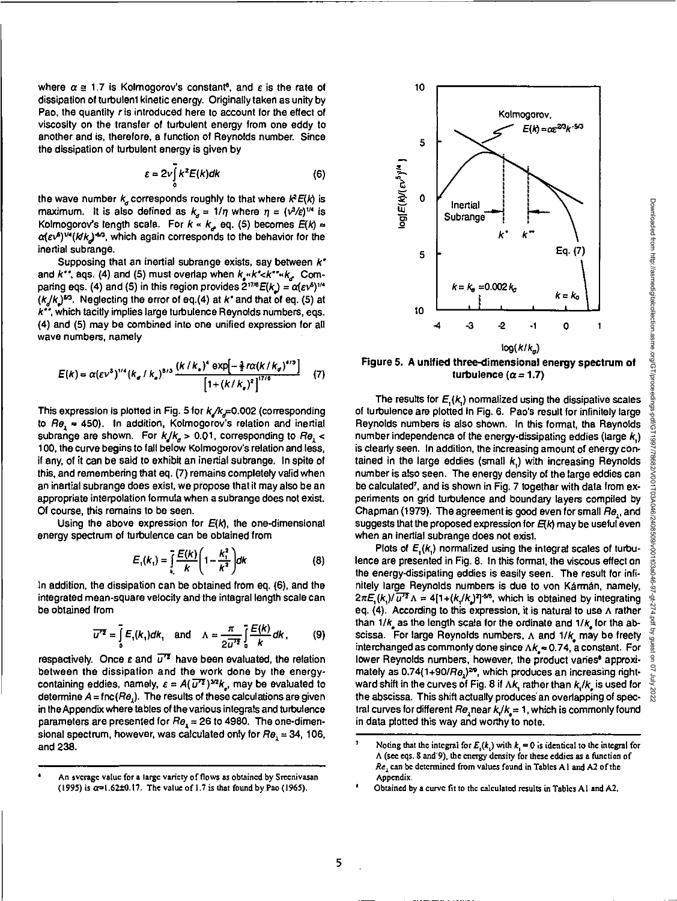where $\alpha \cong 1.7$ is Kolmogorov's constant[6], and $\varepsilon$ is the rate of dissipation of turbulent kinetic energy. Originally taken as unity by Pao, the quantity $r$ is introduced here to account for the effect of viscosity on the transfer of turbulent energy from one eddy to another and is, therefore, a function of Reynolds number. Since the dissipation of turbulent energy is given by

$$\varepsilon = 2\nu \int_0^{\infty} k^2 E(k) dk \tag{6}$$

the wave number $k_d$ corresponds roughly to that where $k^2E(k)$ is maximum. It is also defined as $k_d = 1/\eta$ where $\eta = (\nu^3/\varepsilon)^{1/4}$ is Kolmogorov's length scale. For $k \ll k_d$, eq. (5) becomes $E(k) \approx \alpha(\varepsilon\nu^5)^{1/4}(k/k_d)^{-5/3}$, which again corresponds to the behavior for the inertial subrange.

Supposing that an inertial subrange exists, say between $k^*$ and $k^{**}$, eqs. (4) and (5) must overlap when $k_e \ll k^* < k^{**} \ll k_d$. Comparing eqs. (4) and (5) in this region provides $2^{17/6}E(k_e) = \alpha(\varepsilon\nu^5)^{1/4}(k_d/k_e)^{5/3}$. Neglecting the error of eq.(4) at $k^*$ and that of eq. (5) at $k^{**}$, which tacitly implies large turbulence Reynolds numbers, eqs. (4) and (5) may be combined into one unified expression for all wave numbers, namely

$$E(k) = \alpha(\varepsilon\nu^5)^{1/4}(k_d/k_e)^{5/3}\frac{(k/k_e)^4 \exp\left[-\frac{3}{2}r\alpha(k/k_d)^{4/3}\right]}{\left[1+(k/k_e)^2\right]^{17/6}} \tag{7}$$

This expression is plotted in Fig. 5 for $k_e/k_d$=0.002 (corresponding to $Re_\lambda \approx 450$). In addition, Kolmogorov's relation and inertial subrange are shown. For $k_e/k_d > 0.01$, corresponding to $Re_\lambda <$ 100, the curve begins to fall below Kolmogorov's relation and less, if any, of it can be said to exhibit an inertial subrange. In spite of this, and remembering that eq. (7) remains completely valid when an inertial subrange does exist, we propose that it may also be an appropriate interpolation formula when a subrange does not exist. Of course, this remains to be seen.

Using the above expression for $E(k)$, the one-dimensional energy spectrum of turbulence can be obtained from

$$E_1(k_1) = \int_{k_1}^{\infty} \frac{E(k)}{k}\left(1 - \frac{k_1^2}{k^2}\right) dk \tag{8}$$

In addition, the dissipation can be obtained from eq. (6), and the integrated mean-square velocity and the integral length scale can be obtained from

$$\overline{u'^2} = \int_0^{\infty} E_1(k_1)dk_1 \quad \text{and} \quad \Lambda = \frac{\pi}{2\overline{u'^2}}\int_0^{\infty}\frac{E(k)}{k}dk, \tag{9}$$

respectively. Once $\varepsilon$ and $\overline{u'^2}$ have been evaluated, the relation between the dissipation and the work done by the energy-containing eddies, namely, $\varepsilon = A(\overline{u'^2})^{3/2}k_e$, may be evaluated to determine $A = \text{fnc}(Re_\lambda)$. The results of these calculations are given in the Appendix where tables of the various integrals and turbulence parameters are presented for $Re_\lambda$ = 26 to 4980. The one-dimensional spectrum, however, was calculated only for $Re_\lambda$ = 34, 106, and 238.

Figure 5. A unified three-dimensional energy spectrum of turbulence ($\alpha$ = 1.7)

The results for $E_1(k_1)$ normalized using the dissipative scales of turbulence are plotted in Fig. 6. Pao's result for infinitely large Reynolds numbers is also shown. In this format, the Reynolds number independence of the energy-dissipating eddies (large $k_1$) is clearly seen. In addition, the increasing amount of energy contained in the large eddies (small $k_1$) with increasing Reynolds number is also seen. The energy density of the large eddies can be calculated[7], and is shown in Fig. 7 together with data from experiments on grid turbulence and boundary layers compiled by Chapman (1979). The agreement is good even for small $Re_\lambda$ and suggests that the proposed expression for $E(k)$ may be useful even when an inertial subrange does not exist.

Plots of $E_1(k_1)$ normalized using the integral scales of turbulence are presented in Fig. 8. In this format, the viscous effect on the energy-dissipating eddies is easily seen. The result for infinitely large Reynolds numbers is due to von Kármán, namely, $2\pi E_1(k_1)/\overline{u'^2}\Lambda = 4[1+(k_1/k_e)^2]^{-5/6}$, which is obtained by integrating eq. (4). According to this expression, it is natural to use $\Lambda$ rather than $1/k_e$ as the length scale for the ordinate and $1/k_e$ for the abscissa. For large Reynolds numbers, $\Lambda$ and $1/k_e$ may be freely interchanged as commonly done since $\Lambda k_e \approx 0.74$, a constant. For lower Reynolds numbers, however, the product varies[8] approximately as $0.74(1+90/Re_\lambda)^{2/9}$, which produces an increasing rightward shift in the curves of Fig. 8 if $\Lambda k_1$ rather than $k_1/k_e$ is used for the abscissa. This shift actually produces an overlapping of spectral curves for different $Re_\lambda$ near $k_1/k_e = 1$, which is commonly found in data plotted this way and worthy to note.

---

[6] An average value for a large variety of flows as obtained by Sreenivasan (1995) is $\alpha$=1.62±0.17. The value of 1.7 is that found by Pao (1965).

[7] Noting that the integral for $E_1(k_1)$ with $k_1 = 0$ is identical to the integral for $\Lambda$ (see eqs. 8 and 9), the energy density for these eddies as a function of $Re_\lambda$ can be determined from values found in Tables A1 and A2 of the Appendix.

[8] Obtained by a curve fit to the calculated results in Tables A1 and A2.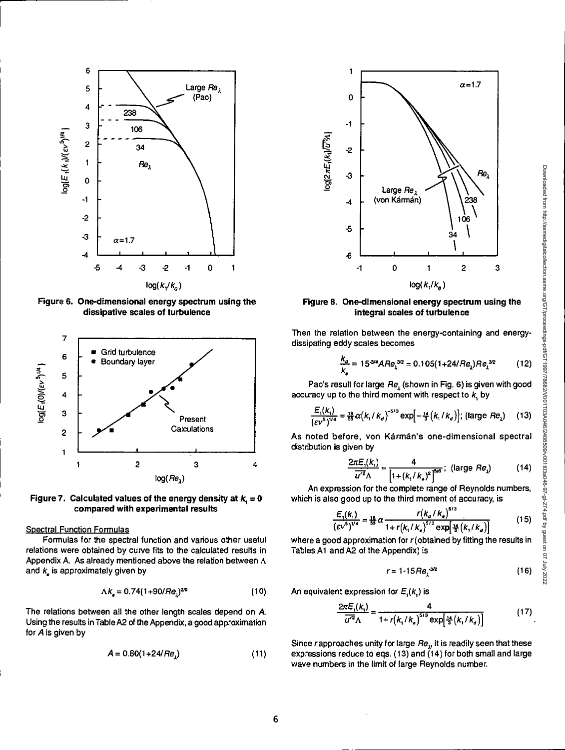Figure 6. One-dimensional energy spectrum using the dissipative scales of turbulence

Figure 7. Calculated values of the energy density at $k_1 = 0$ compared with experimental results

Spectral Function Formulas

Formulas for the spectral function and various other useful relations were obtained by curve fits to the calculated results in Appendix A. As already mentioned above the relation between $\Lambda$ and $k_e$ is approximately given by

$$\Lambda k_e = 0.74(1+90/Re_\lambda)^{2/9} \tag{10}$$

The relations between all the other length scales depend on $A$. Using the results in Table A2 of the Appendix, a good approximation for $A$ is given by

$$A = 0.80(1+24/Re_\lambda) \tag{11}$$

Figure 8. One-dimensional energy spectrum using the integral scales of turbulence

Then the relation between the energy-containing and energy-dissipating eddy scales becomes

$$\frac{k_d}{k_e} = 15^{-3/4} A Re_\lambda^{3/2} = 0.105(1+24/Re_\lambda)Re_\lambda^{3/2} \tag{12}$$

Pao's result for large $Re_\lambda$ (shown in Fig. 6) is given with good accuracy up to the third moment with respect to $k_1$ by

$$\frac{E_1(k_1)}{(\varepsilon v^5)^{1/4}} = \tfrac{18}{55}\alpha (k_1/k_d)^{-5/3} \exp\left[-\tfrac{14}{3}(k_1/k_d)\right]; \text{ (large } Re_\lambda) \tag{13}$$

As noted before, von Kármán's one-dimensional spectral distribution is given by

$$\frac{2\pi E_1(k_1)}{\overline{u'^2}\Lambda} = \frac{4}{\left[1+(k_1/k_e)^2\right]^{5/6}}; \text{ (large } Re_\lambda) \tag{14}$$

An expression for the complete range of Reynolds numbers, which is also good up to the third moment of accuracy, is

$$\frac{E_1(k_1)}{(\varepsilon v^5)^{1/4}} = \tfrac{18}{55}\alpha \frac{r(k_d/k_e)^{5/3}}{1+r(k_1/k_e)^{5/3}\exp\left[\tfrac{14}{3}(k_1/k_d)\right]} \tag{15}$$

where a good approximation for $r$ (obtained by fitting the results in Tables A1 and A2 of the Appendix) is

$$r = 1\text{-}15 Re_\lambda^{-3/2} \tag{16}$$

An equivalent expression for $E_1(k_1)$ is

$$\frac{2\pi E_1(k_1)}{\overline{u'^2}\Lambda} = \frac{4}{1+r(k_1/k_e)^{5/3}\exp\left[\tfrac{14}{3}(k_1/k_d)\right]} \tag{17}$$

Since $r$ approaches unity for large $Re_\lambda$, it is readily seen that these expressions reduce to eqs. (13) and (14) for both small and large wave numbers in the limit of large Reynolds number.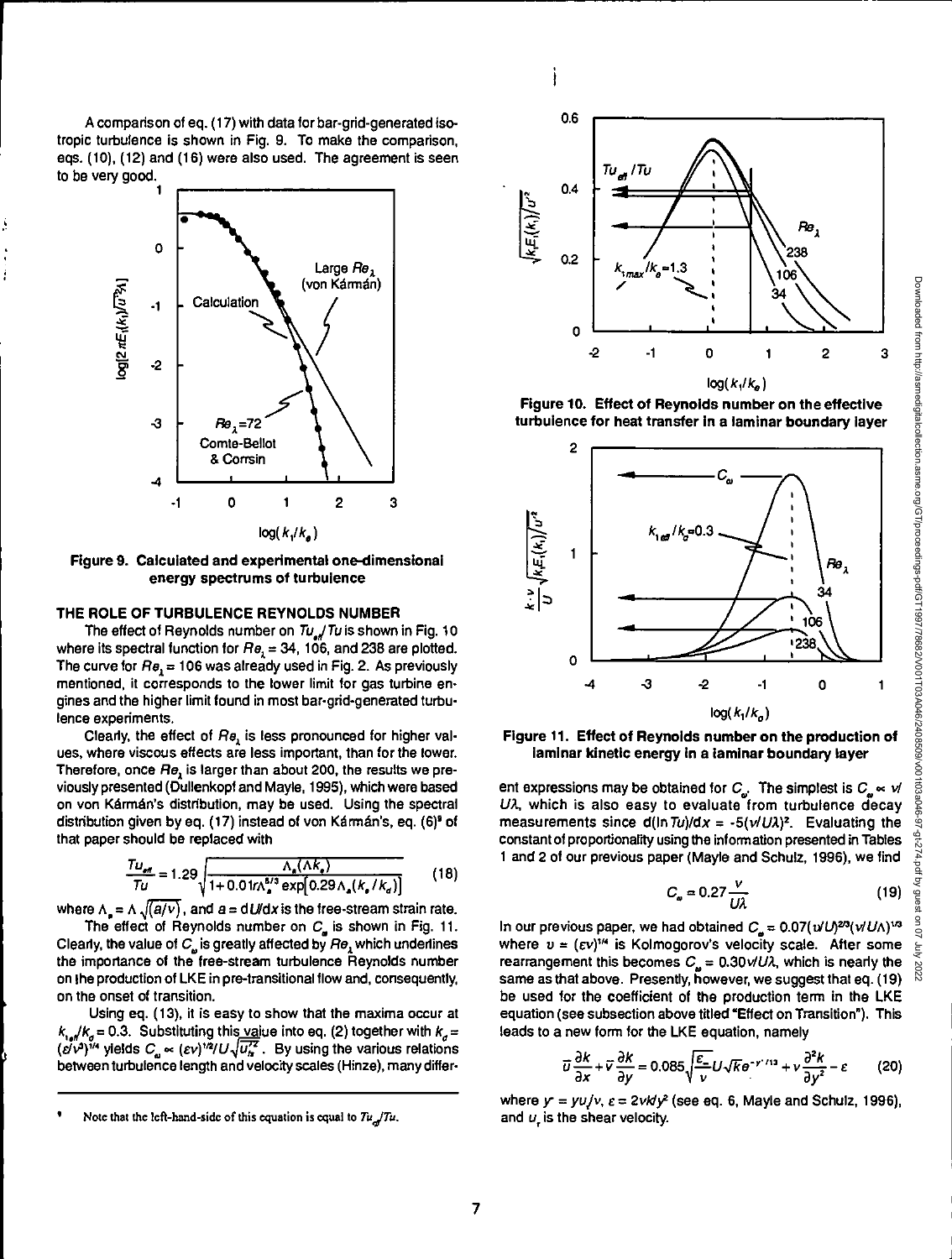A comparison of eq. (17) with data for bar-grid-generated isotropic turbulence is shown in Fig. 9. To make the comparison, eqs. (10), (12) and (16) were also used. The agreement is seen to be very good.

**Figure 9. Calculated and experimental one-dimensional energy spectrums of turbulence**

### THE ROLE OF TURBULENCE REYNOLDS NUMBER

The effect of Reynolds number on $Tu_{eff}/Tu$ is shown in Fig. 10 where its spectral function for $Re_\lambda$ = 34, 106, and 238 are plotted. The curve for $Re_\lambda$ = 106 was already used in Fig. 2. As previously mentioned, it corresponds to the lower limit for gas turbine engines and the higher limit found in most bar-grid-generated turbulence experiments.

Clearly, the effect of $Re_\lambda$ is less pronounced for higher values, where viscous effects are less important, than for the lower. Therefore, once $Re_\lambda$ is larger than about 200, the results we previously presented (Dullenkopf and Mayle, 1995), which were based on von Kármán's distribution, may be used. Using the spectral distribution given by eq. (17) instead of von Kármán's, eq. (6)[*] of that paper should be replaced with

$$\frac{Tu_{eff}}{Tu} = 1.29\sqrt{\frac{\Lambda_s(\Lambda k_e)}{1 + 0.01r\Lambda_s^{5/3}\exp\left[0.29\Lambda_s(k_e/k_d)\right]}} \tag{18}$$

where $\Lambda_s = \Lambda\sqrt{(a/v)}$, and $a = dU/dx$ is the free-stream strain rate.

The effect of Reynolds number on $C_\omega$ is shown in Fig. 11. Clearly, the value of $C_\omega$ is greatly affected by $Re_\lambda$ which underlines the importance of the free-stream turbulence Reynolds number on the production of LKE in pre-transitional flow and, consequently, on the onset of transition.

Using eq. (13), it is easy to show that the maxima occur at $k_{1eff}/k_d = 0.3$. Substituting this value into eq. (2) together with $k_d = (\varepsilon/v^3)^{1/4}$ yields $C_\omega \propto (\varepsilon v)^{1/2}/U\sqrt{\overline{u_{fs}'^2}}$. By using the various relations between turbulence length and velocity scales (Hinze), many different expressions may be obtained for $C_\omega$. The simplest is $C_\omega \propto v/U\lambda$, which is also easy to evaluate from turbulence decay measurements since $d(\ln Tu)/dx = -5(v/U\lambda)^2$. Evaluating the constant of proportionality using the information presented in Tables 1 and 2 of our previous paper (Mayle and Schulz, 1996), we find

$$C_\omega = 0.27\frac{v}{U\lambda} \tag{19}$$

In our previous paper, we had obtained $C_\omega = 0.07(\upsilon/U)^{2/3}(v/U\Lambda)^{1/3}$ where $\upsilon = (\varepsilon v)^{1/4}$ is Kolmogorov's velocity scale. After some rearrangement this becomes $C_\omega = 0.30v/U\lambda$, which is nearly the same as that above. Presently, however, we suggest that eq. (19) be used for the coefficient of the production term in the LKE equation (see subsection above titled "Effect on Transition"). This leads to a new form for the LKE equation, namely

$$\bar{u}\frac{\partial k}{\partial x} + \bar{v}\frac{\partial k}{\partial y} = 0.085\sqrt{\frac{\varepsilon_\infty}{v}}U\sqrt{k}e^{-y^+/13} + v\frac{\partial^2 k}{\partial y^2} - \varepsilon \tag{20}$$

where $y^+ = yu_\tau/v$, $\varepsilon = 2vk/y^2$ (see eq. 6, Mayle and Schulz, 1996), and $u_\tau$ is the shear velocity.

**Figure 10. Effect of Reynolds number on the effective turbulence for heat transfer in a laminar boundary layer**

**Figure 11. Effect of Reynolds number on the production of laminar kinetic energy in a laminar boundary layer**

---

[*] Note that the left-hand-side of this equation is equal to $Tu_{eff}/Tu$.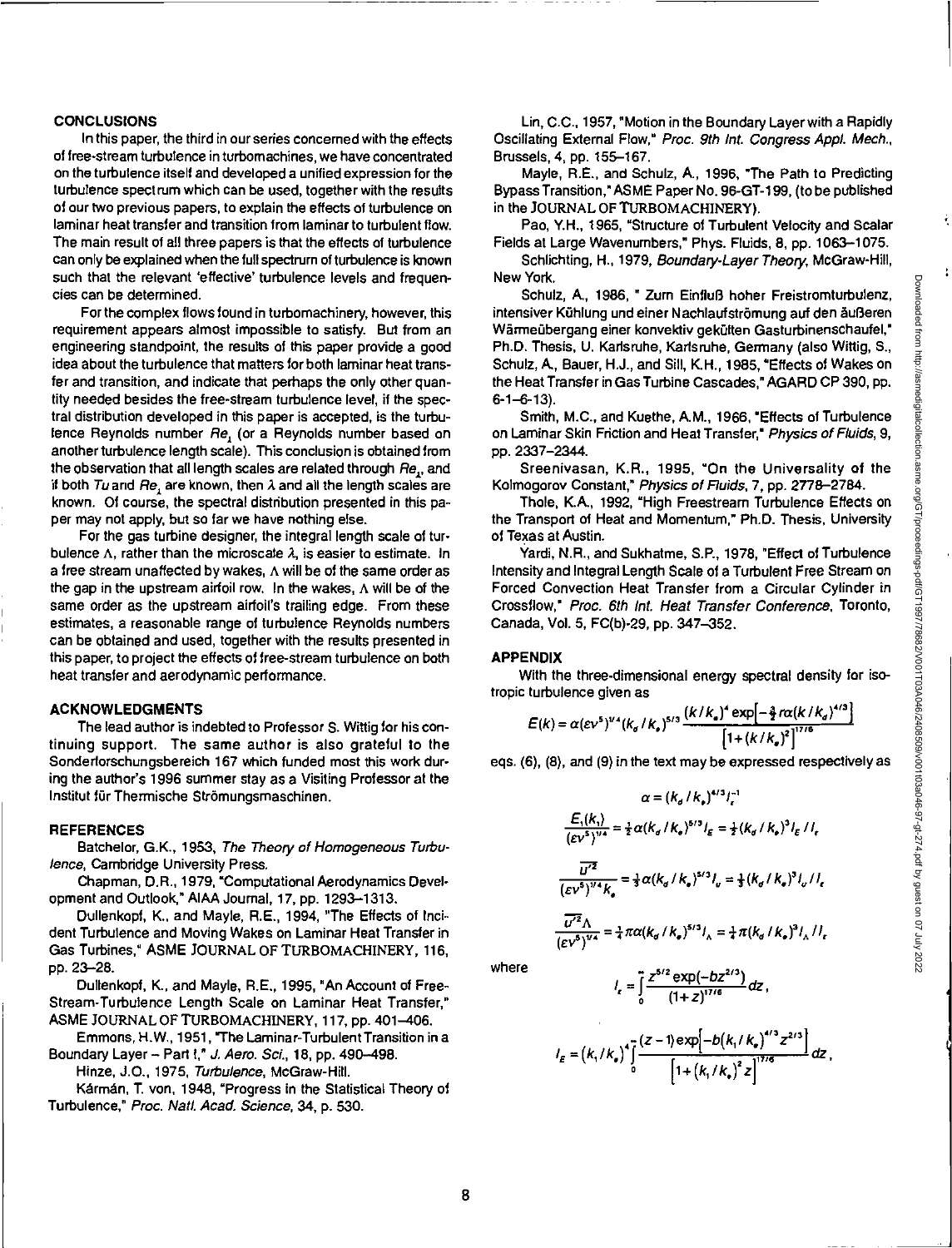## CONCLUSIONS

In this paper, the third in our series concerned with the effects of free-stream turbulence in turbomachines, we have concentrated on the turbulence itself and developed a unified expression for the turbulence spectrum which can be used, together with the results of our two previous papers, to explain the effects of turbulence on laminar heat transfer and transition from laminar to turbulent flow. The main result of all three papers is that the effects of turbulence can only be explained when the full spectrum of turbulence is known such that the relevant 'effective' turbulence levels and frequencies can be determined.

For the complex flows found in turbomachinery, however, this requirement appears almost impossible to satisfy. But from an engineering standpoint, the results of this paper provide a good idea about the turbulence that matters for both laminar heat transfer and transition, and indicate that perhaps the only other quantity needed besides the free-stream turbulence level, if the spectral distribution developed in this paper is accepted, is the turbulence Reynolds number $Re_\lambda$ (or a Reynolds number based on another turbulence length scale). This conclusion is obtained from the observation that all length scales are related through $Re_\lambda$, and if both $Tu$ and $Re_\lambda$ are known, then $\lambda$ and all the length scales are known. Of course, the spectral distribution presented in this paper may not apply, but so far we have nothing else.

For the gas turbine designer, the integral length scale of turbulence $\Lambda$, rather than the microscale $\lambda$, is easier to estimate. In a free stream unaffected by wakes, $\Lambda$ will be of the same order as the gap in the upstream airfoil row. In the wakes, $\Lambda$ will be of the same order as the upstream airfoil's trailing edge. From these estimates, a reasonable range of turbulence Reynolds numbers can be obtained and used, together with the results presented in this paper, to project the effects of free-stream turbulence on both heat transfer and aerodynamic performance.

## ACKNOWLEDGMENTS

The lead author is indebted to Professor S. Wittig for his continuing support. The same author is also grateful to the Sonderforschungsbereich 167 which funded most this work during the author's 1996 summer stay as a Visiting Professor at the Institut für Thermische Strömungsmaschinen.

## REFERENCES

Batchelor, G.K., 1953, *The Theory of Homogeneous Turbulence*, Cambridge University Press.

Chapman, D.R., 1979, "Computational Aerodynamics Development and Outlook," AIAA Journal, 17, pp. 1293–1313.

Dullenkopf, K., and Mayle, R.E., 1994, "The Effects of Incident Turbulence and Moving Wakes on Laminar Heat Transfer in Gas Turbines," ASME JOURNAL OF TURBOMACHINERY, 116, pp. 23–28.

Dullenkopf, K., and Mayle, R.E., 1995, "An Account of Free-Stream-Turbulence Length Scale on Laminar Heat Transfer," ASME JOURNAL OF TURBOMACHINERY, 117, pp. 401–406.

Emmons, H.W., 1951, "The Laminar-Turbulent Transition in a Boundary Layer – Part I," *J. Aero. Sci.*, 18, pp. 490–498.

Hinze, J.O., 1975, *Turbulence*, McGraw-Hill.

Kármán, T. von, 1948, "Progress in the Statistical Theory of Turbulence," *Proc. Natl. Acad. Science*, 34, p. 530.

Lin, C.C., 1957, "Motion in the Boundary Layer with a Rapidly Oscillating External Flow," *Proc. 9th Int. Congress Appl. Mech.*, Brussels, 4, pp. 155–167.

Mayle, R.E., and Schulz, A., 1996, "The Path to Predicting Bypass Transition," ASME Paper No. 96-GT-199, (to be published in the JOURNAL OF TURBOMACHINERY).

Pao, Y.H., 1965, "Structure of Turbulent Velocity and Scalar Fields at Large Wavenumbers," Phys. Fluids, 8, pp. 1063–1075.

Schlichting, H., 1979, *Boundary-Layer Theory*, McGraw-Hill, New York.

Schulz, A., 1986, " Zum Einfluß hoher Freistromturbulenz, intensiver Kühlung und einer Nachlaufströmung auf den äußeren Wärmeübergang einer konvektiv gekühlten Gasturbinenschaufel," Ph.D. Thesis, U. Karlsruhe, Karlsruhe, Germany (also Wittig, S., Schulz, A., Bauer, H.J., and Sill, K.H., 1985, "Effects of Wakes on the Heat Transfer in Gas Turbine Cascades," AGARD CP 390, pp. 6-1–6-13).

Smith, M.C., and Kuethe, A.M., 1966, "Effects of Turbulence on Laminar Skin Friction and Heat Transfer," *Physics of Fluids*, 9, pp. 2337–2344.

Sreenivasan, K.R., 1995, "On the Universality of the Kolmogorov Constant," *Physics of Fluids*, 7, pp. 2778–2784.

Thole, K.A., 1992, "High Freestream Turbulence Effects on the Transport of Heat and Momentum," Ph.D. Thesis, University of Texas at Austin.

Yardi, N.R., and Sukhatme, S.P., 1978, "Effect of Turbulence Intensity and Integral Length Scale of a Turbulent Free Stream on Forced Convection Heat Transfer from a Circular Cylinder in Crossflow," *Proc. 6th Int. Heat Transfer Conference*, Toronto, Canada, Vol. 5, FC(b)-29, pp. 347–352.

## APPENDIX

With the three-dimensional energy spectral density for isotropic turbulence given as

$$E(k) = \alpha(\varepsilon\nu^5)^{1/4}(k_d/k_e)^{5/3}\frac{(k/k_e)^4\exp\left[-\frac{3}{2}\pi\alpha(k/k_d)^{4/3}\right]}{\left[1+(k/k_e)^2\right]^{17/6}}$$

eqs. (6), (8), and (9) in the text may be expressed respectively as

$$\alpha = (k_d/k_e)^{4/3}I_\varepsilon^{-1}$$

$$\frac{E_1(k_1)}{(\varepsilon\nu^5)^{1/4}} = \tfrac{1}{2}\alpha(k_d/k_e)^{5/3}I_E = \tfrac{1}{2}(k_d/k_e)^3 I_E/I_\varepsilon$$

$$\frac{\overline{u'^2}}{(\varepsilon\nu^5)^{1/4}k_e} = \tfrac{1}{3}\alpha(k_d/k_e)^{5/3}I_u = \tfrac{1}{3}(k_d/k_e)^3 I_u/I_\varepsilon$$

$$\frac{\overline{u'^2}\Lambda}{(\varepsilon\nu^5)^{1/4}} = \tfrac{1}{4}\pi\alpha(k_d/k_e)^{5/3}I_\Lambda = \tfrac{1}{4}\pi(k_d/k_e)^3 I_\Lambda/I_\varepsilon$$

where

$$I_\varepsilon = \int_0^\infty \frac{z^{5/2}\exp(-bz^{2/3})}{(1+z)^{17/6}}dz,$$

$$I_E = (k_1/k_e)^4\int_0^\infty \frac{(z-1)\exp\left[-b(k_1/k_e)^{4/3}z^{2/3}\right]}{\left[1+(k_1/k_e)^2 z\right]^{17/6}}dz,$$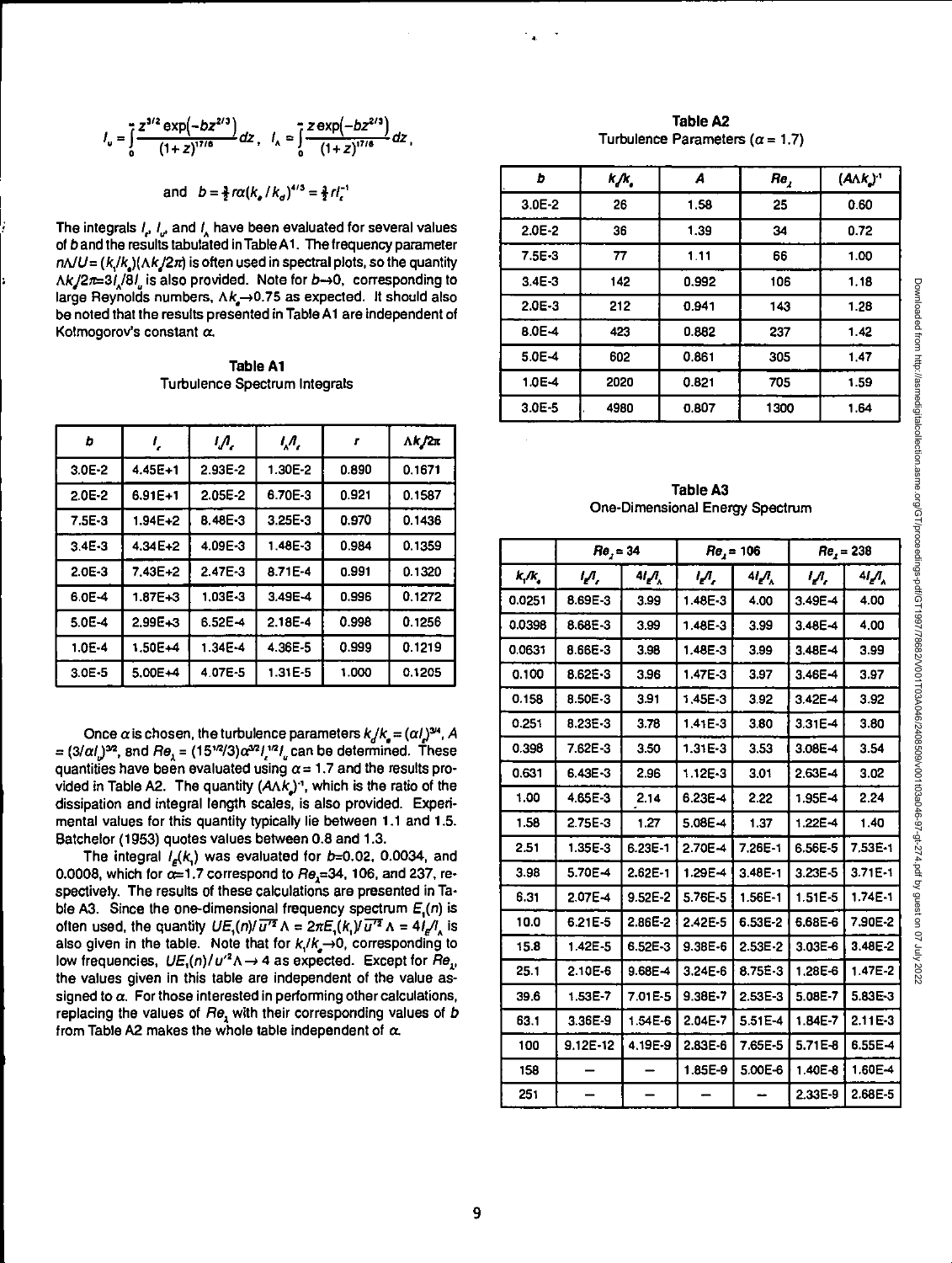$$I_u = \int_0^\infty \frac{z^{3/2}\exp\left(-bz^{2/3}\right)}{(1+z)^{17/6}}dz\,,\quad I_\Lambda = \int_0^\infty \frac{z\exp\left(-bz^{2/3}\right)}{(1+z)^{17/6}}dz\,,$$

$$\text{and}\quad b = \tfrac{3}{2}r\alpha(k_e/k_d)^{4/3} = \tfrac{3}{2}rI_\varepsilon^{-1}$$

The integrals $I_\varepsilon$, $I_u$, and $I_\Lambda$ have been evaluated for several values of $b$ and the results tabulated in Table A1. The frequency parameter $n\Lambda/U = (k_1/k_e)(\Lambda k_e/2\pi)$ is often used in spectral plots, so the quantity $\Lambda k_e/2\pi = 3I_\Lambda/8I_u$ is also provided. Note for $b\to 0$, corresponding to large Reynolds numbers, $\Lambda k_e \to 0.75$ as expected. It should also be noted that the results presented in Table A1 are independent of Kolmogorov's constant $\alpha$.

**Table A1**
Turbulence Spectrum Integrals

| $b$ | $I_\varepsilon$ | $I_u/I_\varepsilon$ | $I_\Lambda/I_\varepsilon$ | $r$ | $\Lambda k_e/2\pi$ |
|---|---|---|---|---|---|
| 3.0E-2 | 4.45E+1 | 2.93E-2 | 1.30E-2 | 0.890 | 0.1671 |
| 2.0E-2 | 6.91E+1 | 2.05E-2 | 6.70E-3 | 0.921 | 0.1587 |
| 7.5E-3 | 1.94E+2 | 8.48E-3 | 3.25E-3 | 0.970 | 0.1436 |
| 3.4E-3 | 4.34E+2 | 4.09E-3 | 1.48E-3 | 0.984 | 0.1359 |
| 2.0E-3 | 7.43E+2 | 2.47E-3 | 8.71E-4 | 0.991 | 0.1320 |
| 6.0E-4 | 1.87E+3 | 1.03E-3 | 3.49E-4 | 0.996 | 0.1272 |
| 5.0E-4 | 2.99E+3 | 6.52E-4 | 2.18E-4 | 0.998 | 0.1256 |
| 1.0E-4 | 1.50E+4 | 1.34E-4 | 4.36E-5 | 0.999 | 0.1219 |
| 3.0E-5 | 5.00E+4 | 4.07E-5 | 1.31E-5 | 1.000 | 0.1205 |

Once $\alpha$ is chosen, the turbulence parameters $k_d/k_e = (\alpha I_\varepsilon)^{3/4}$, $A = (3/\alpha I_u)^{3/2}$, and $Re_\lambda = (15^{1/2}/3)\alpha^{3/2}I_\varepsilon^{1/2}I_u$ can be determined. These quantities have been evaluated using $\alpha = 1.7$ and the results provided in Table A2. The quantity $(A\Lambda k_e)^{-1}$, which is the ratio of the dissipation and integral length scales, is also provided. Experimental values for this quantity typically lie between 1.1 and 1.5. Batchelor (1953) quotes values between 0.8 and 1.3.

The integral $I_E(k_1)$ was evaluated for $b$=0.02, 0.0034, and 0.0008, which for $\alpha$=1.7 correspond to $Re_\lambda$=34, 106, and 237, respectively. The results of these calculations are presented in Table A3. Since the one-dimensional frequency spectrum $E_1(n)$ is often used, the quantity $UE_1(n)/\overline{u'^2}\Lambda = 2\pi E_1(k_1)/\overline{u'^2}\Lambda = 4I_E/I_\Lambda$ is also given in the table. Note that for $k_1/k_e\to 0$, corresponding to low frequencies, $UE_1(n)/u'^2\Lambda \to 4$ as expected. Except for $Re_\lambda$, the values given in this table are independent of the value assigned to $\alpha$. For those interested in performing other calculations, replacing the values of $Re_\lambda$ with their corresponding values of $b$ from Table A2 makes the whole table independent of $\alpha$.

**Table A2**
Turbulence Parameters ($\alpha$ = 1.7)

| $b$ | $k_d/k_e$ | $A$ | $Re_\lambda$ | $(A\Lambda k_e)^{-1}$ |
|---|---|---|---|---|
| 3.0E-2 | 26 | 1.58 | 25 | 0.60 |
| 2.0E-2 | 36 | 1.39 | 34 | 0.72 |
| 7.5E-3 | 77 | 1.11 | 66 | 1.00 |
| 3.4E-3 | 142 | 0.992 | 106 | 1.18 |
| 2.0E-3 | 212 | 0.941 | 143 | 1.28 |
| 8.0E-4 | 423 | 0.882 | 237 | 1.42 |
| 5.0E-4 | 602 | 0.861 | 305 | 1.47 |
| 1.0E-4 | 2020 | 0.821 | 705 | 1.59 |
| 3.0E-5 | 4980 | 0.807 | 1300 | 1.64 |

**Table A3**
One-Dimensional Energy Spectrum

| | $Re_\lambda$ = 34 | | $Re_\lambda$ = 106 | | $Re_\lambda$ = 238 | |
|---|---|---|---|---|---|---|
| $k_1/k_e$ | $I_E/I_\varepsilon$ | $4I_E/I_\Lambda$ | $I_E/I_\varepsilon$ | $4I_E/I_\Lambda$ | $I_E/I_\varepsilon$ | $4I_E/I_\Lambda$ |
| 0.0251 | 8.69E-3 | 3.99 | 1.48E-3 | 4.00 | 3.49E-4 | 4.00 |
| 0.0398 | 8.68E-3 | 3.99 | 1.48E-3 | 3.99 | 3.48E-4 | 4.00 |
| 0.0631 | 8.66E-3 | 3.98 | 1.48E-3 | 3.99 | 3.48E-4 | 3.99 |
| 0.100 | 8.62E-3 | 3.96 | 1.47E-3 | 3.97 | 3.46E-4 | 3.97 |
| 0.158 | 8.50E-3 | 3.91 | 1.45E-3 | 3.92 | 3.42E-4 | 3.92 |
| 0.251 | 8.23E-3 | 3.78 | 1.41E-3 | 3.80 | 3.31E-4 | 3.80 |
| 0.398 | 7.62E-3 | 3.50 | 1.31E-3 | 3.53 | 3.08E-4 | 3.54 |
| 0.631 | 6.43E-3 | 2.96 | 1.12E-3 | 3.01 | 2.63E-4 | 3.02 |
| 1.00 | 4.65E-3 | 2.14 | 8.23E-4 | 2.22 | 1.95E-4 | 2.24 |
| 1.58 | 2.75E-3 | 1.27 | 5.08E-4 | 1.37 | 1.22E-4 | 1.40 |
| 2.51 | 1.35E-3 | 6.23E-1 | 2.70E-4 | 7.26E-1 | 6.56E-5 | 7.53E-1 |
| 3.98 | 5.70E-4 | 2.62E-1 | 1.29E-4 | 3.48E-1 | 3.23E-5 | 3.71E-1 |
| 6.31 | 2.07E-4 | 9.52E-2 | 5.76E-5 | 1.56E-1 | 1.51E-5 | 1.74E-1 |
| 10.0 | 6.21E-5 | 2.86E-2 | 2.42E-5 | 6.53E-2 | 6.88E-6 | 7.90E-2 |
| 15.8 | 1.42E-5 | 6.52E-3 | 9.38E-6 | 2.53E-2 | 3.03E-6 | 3.48E-2 |
| 25.1 | 2.10E-6 | 9.68E-4 | 3.24E-6 | 8.75E-3 | 1.28E-6 | 1.47E-2 |
| 39.6 | 1.53E-7 | 7.01E-5 | 9.38E-7 | 2.53E-3 | 5.08E-7 | 5.83E-3 |
| 63.1 | 3.36E-9 | 1.54E-6 | 2.04E-7 | 5.51E-4 | 1.84E-7 | 2.11E-3 |
| 100 | 9.12E-12 | 4.19E-9 | 2.83E-8 | 7.65E-5 | 5.71E-8 | 6.55E-4 |
| 158 | — | — | 1.85E-9 | 5.00E-6 | 1.40E-8 | 1.60E-4 |
| 251 | — | — | — | — | 2.33E-9 | 2.68E-5 |